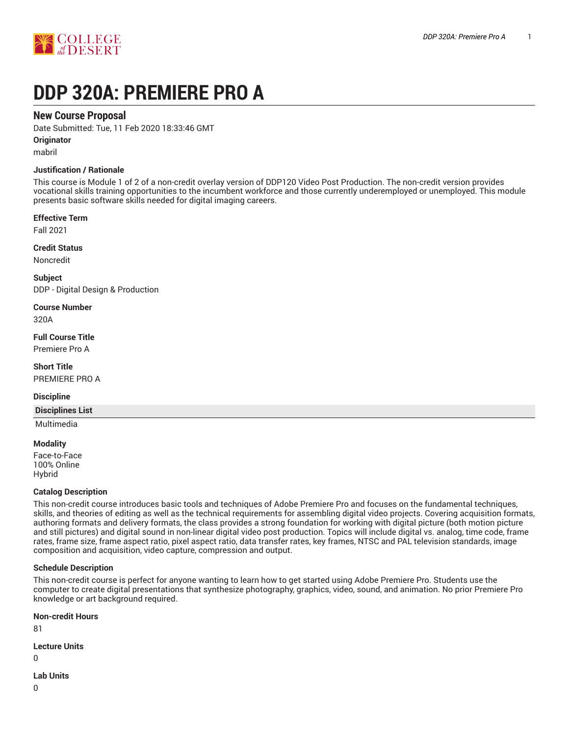# DDP 320A: PREMIERE PRO A

## New Course Proposal

Date Submitted: Tue, 11 Feb 2020 18:33:46 GMT

**Originator**

mabril

**Justification / Rationale**

This course is Module 1 of 2 of a non-credit overlay version of DDP120 Video Post Production. The non-credit version provides vocational skills training opportunities to the incumbent workforce and those currently underemployed or unemployed. This module presents basic software skills needed for digital imaging careers.

**Effective Term**

Fall 2021

**Credit Status**

Noncredit

**Subject**

DDP - Digital Design & Production

**Course Number**

320A

**Full Course Title**

Premiere Pro A

**Short Title**

PREMIERE PRO A

**Discipline**

| Disciplines List |
| --- |
| Multimedia |

**Modality**

Face-to-Face
100% Online
Hybrid

**Catalog Description**

This non-credit course introduces basic tools and techniques of Adobe Premiere Pro and focuses on the fundamental techniques, skills, and theories of editing as well as the technical requirements for assembling digital video projects. Covering acquisition formats, authoring formats and delivery formats, the class provides a strong foundation for working with digital picture (both motion picture and still pictures) and digital sound in non-linear digital video post production. Topics will include digital vs. analog, time code, frame rates, frame size, frame aspect ratio, pixel aspect ratio, data transfer rates, key frames, NTSC and PAL television standards, image composition and acquisition, video capture, compression and output.

**Schedule Description**

This non-credit course is perfect for anyone wanting to learn how to get started using Adobe Premiere Pro. Students use the computer to create digital presentations that synthesize photography, graphics, video, sound, and animation. No prior Premiere Pro knowledge or art background required.

**Non-credit Hours**

81

**Lecture Units**

0

**Lab Units**

0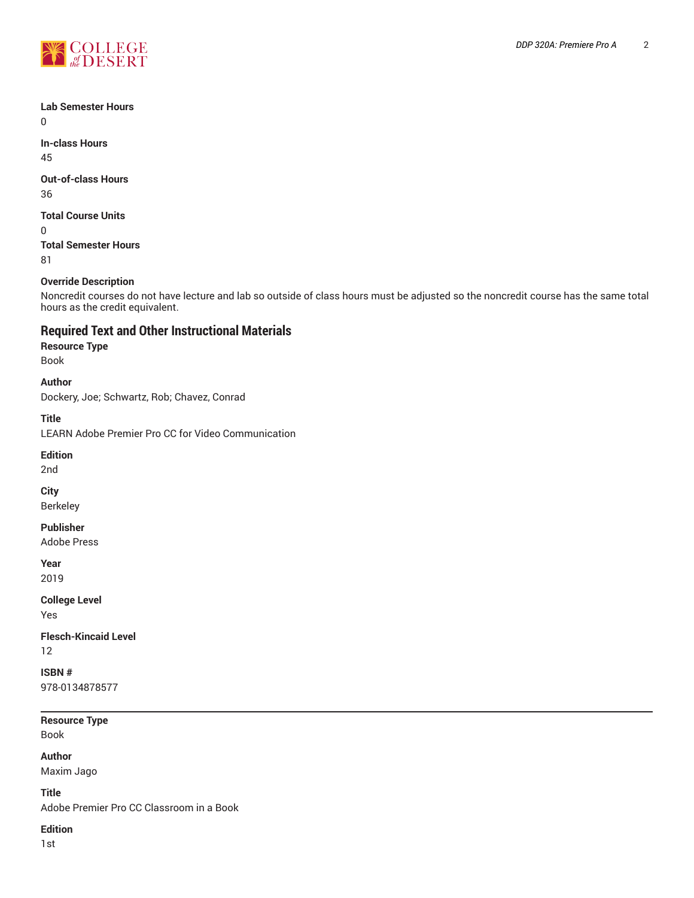**Lab Semester Hours**
0

**In-class Hours**
45

**Out-of-class Hours**
36

**Total Course Units**
0

**Total Semester Hours**
81

**Override Description**
Noncredit courses do not have lecture and lab so outside of class hours must be adjusted so the noncredit course has the same total hours as the credit equivalent.

## Required Text and Other Instructional Materials

**Resource Type**
Book

**Author**
Dockery, Joe; Schwartz, Rob; Chavez, Conrad

**Title**
LEARN Adobe Premier Pro CC for Video Communication

**Edition**
2nd

**City**
Berkeley

**Publisher**
Adobe Press

**Year**
2019

**College Level**
Yes

**Flesch-Kincaid Level**
12

**ISBN #**
978-0134878577

---

**Resource Type**
Book

**Author**
Maxim Jago

**Title**
Adobe Premier Pro CC Classroom in a Book

**Edition**
1st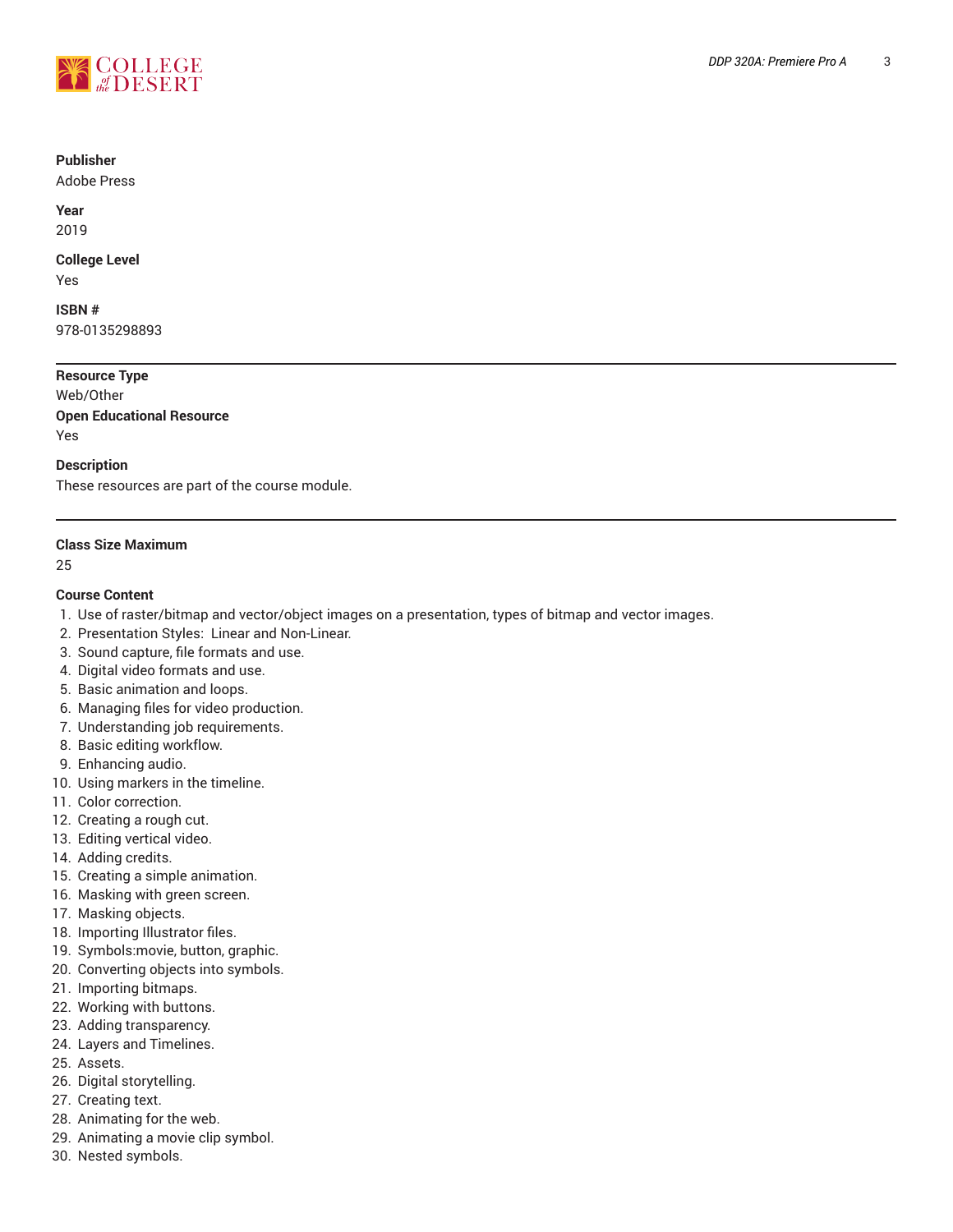**Publisher**
Adobe Press

**Year**
2019

**College Level**
Yes

**ISBN #**
978-0135298893

---

**Resource Type**
Web/Other

**Open Educational Resource**
Yes

**Description**
These resources are part of the course module.

---

**Class Size Maximum**
25

**Course Content**

1. Use of raster/bitmap and vector/object images on a presentation, types of bitmap and vector images.
2. Presentation Styles:  Linear and Non-Linear.
3. Sound capture, file formats and use.
4. Digital video formats and use.
5. Basic animation and loops.
6. Managing files for video production.
7. Understanding job requirements.
8. Basic editing workflow.
9. Enhancing audio.
10. Using markers in the timeline.
11. Color correction.
12. Creating a rough cut.
13. Editing vertical video.
14. Adding credits.
15. Creating a simple animation.
16. Masking with green screen.
17. Masking objects.
18. Importing Illustrator files.
19. Symbols:movie, button, graphic.
20. Converting objects into symbols.
21. Importing bitmaps.
22. Working with buttons.
23. Adding transparency.
24. Layers and Timelines.
25. Assets.
26. Digital storytelling.
27. Creating text.
28. Animating for the web.
29. Animating a movie clip symbol.
30. Nested symbols.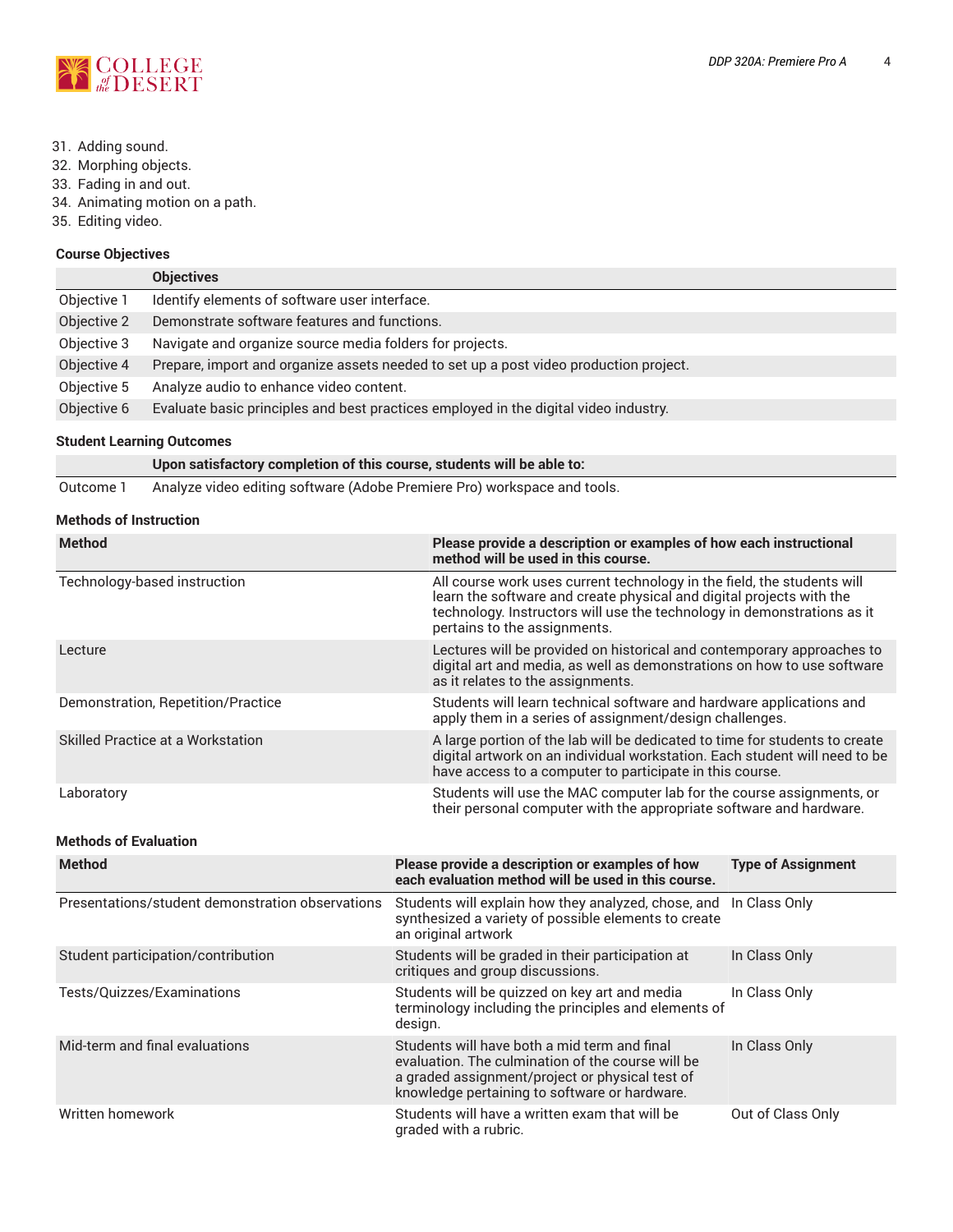31. Adding sound.
32. Morphing objects.
33. Fading in and out.
34. Animating motion on a path.
35. Editing video.

### Course Objectives

| | Objectives |
|---|---|
| Objective 1 | Identify elements of software user interface. |
| Objective 2 | Demonstrate software features and functions. |
| Objective 3 | Navigate and organize source media folders for projects. |
| Objective 4 | Prepare, import and organize assets needed to set up a post video production project. |
| Objective 5 | Analyze audio to enhance video content. |
| Objective 6 | Evaluate basic principles and best practices employed in the digital video industry. |

### Student Learning Outcomes

| | Upon satisfactory completion of this course, students will be able to: |
|---|---|
| Outcome 1 | Analyze video editing software (Adobe Premiere Pro) workspace and tools. |

### Methods of Instruction

| Method | Please provide a description or examples of how each instructional method will be used in this course. |
|---|---|
| Technology-based instruction | All course work uses current technology in the field, the students will learn the software and create physical and digital projects with the technology. Instructors will use the technology in demonstrations as it pertains to the assignments. |
| Lecture | Lectures will be provided on historical and contemporary approaches to digital art and media, as well as demonstrations on how to use software as it relates to the assignments. |
| Demonstration, Repetition/Practice | Students will learn technical software and hardware applications and apply them in a series of assignment/design challenges. |
| Skilled Practice at a Workstation | A large portion of the lab will be dedicated to time for students to create digital artwork on an individual workstation. Each student will need to be have access to a computer to participate in this course. |
| Laboratory | Students will use the MAC computer lab for the course assignments, or their personal computer with the appropriate software and hardware. |

### Methods of Evaluation

| Method | Please provide a description or examples of how each evaluation method will be used in this course. | Type of Assignment |
|---|---|---|
| Presentations/student demonstration observations | Students will explain how they analyzed, chose, and synthesized a variety of possible elements to create an original artwork | In Class Only |
| Student participation/contribution | Students will be graded in their participation at critiques and group discussions. | In Class Only |
| Tests/Quizzes/Examinations | Students will be quizzed on key art and media terminology including the principles and elements of design. | In Class Only |
| Mid-term and final evaluations | Students will have both a mid term and final evaluation. The culmination of the course will be a graded assignment/project or physical test of knowledge pertaining to software or hardware. | In Class Only |
| Written homework | Students will have a written exam that will be graded with a rubric. | Out of Class Only |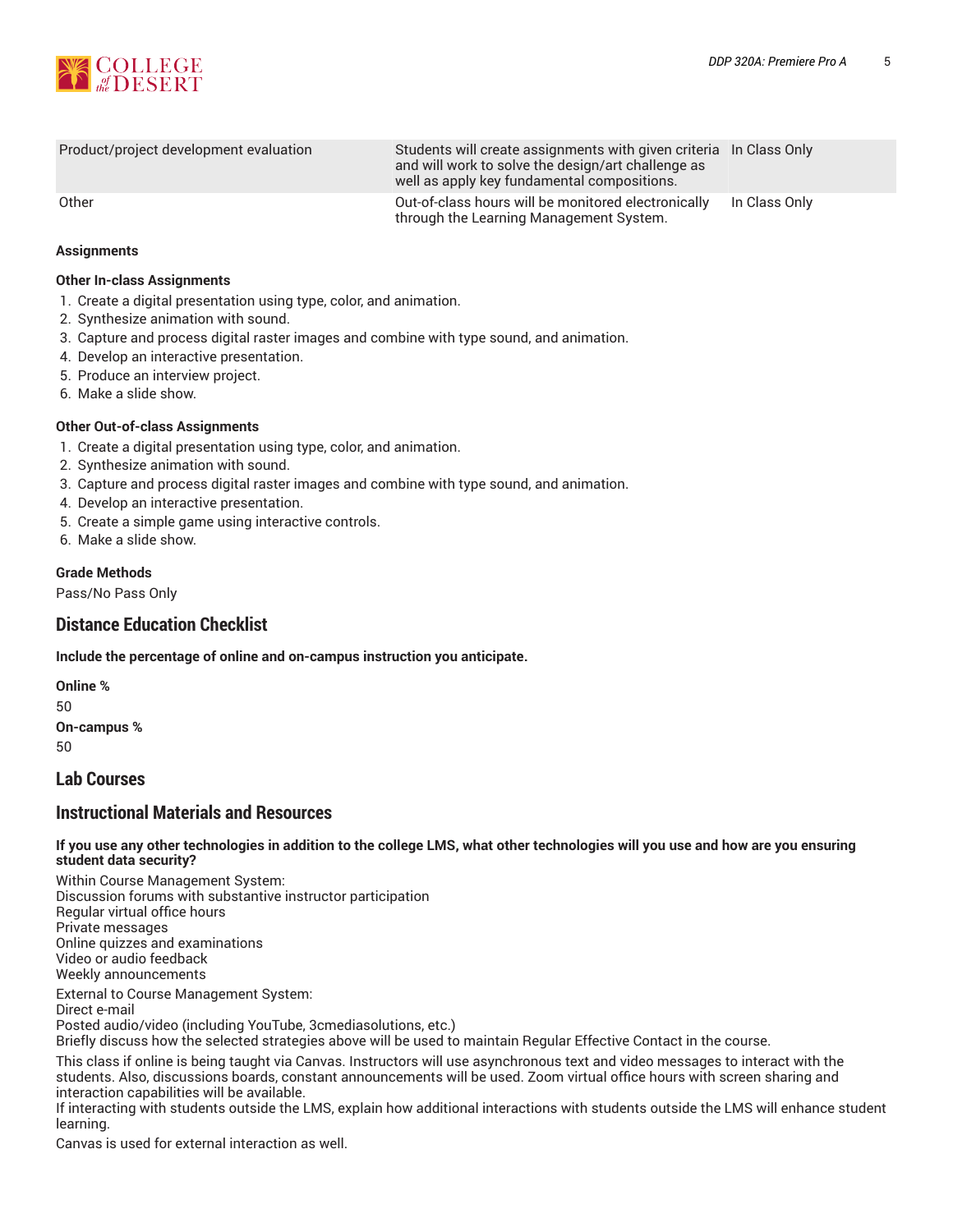| | | |
|---|---|---|
| Product/project development evaluation | Students will create assignments with given criteria and will work to solve the design/art challenge as well as apply key fundamental compositions. | In Class Only |
| Other | Out-of-class hours will be monitored electronically through the Learning Management System. | In Class Only |

**Assignments**

**Other In-class Assignments**

1. Create a digital presentation using type, color, and animation.
2. Synthesize animation with sound.
3. Capture and process digital raster images and combine with type sound, and animation.
4. Develop an interactive presentation.
5. Produce an interview project.
6. Make a slide show.

**Other Out-of-class Assignments**

1. Create a digital presentation using type, color, and animation.
2. Synthesize animation with sound.
3. Capture and process digital raster images and combine with type sound, and animation.
4. Develop an interactive presentation.
5. Create a simple game using interactive controls.
6. Make a slide show.

**Grade Methods**

Pass/No Pass Only

## Distance Education Checklist

**Include the percentage of online and on-campus instruction you anticipate.**

**Online %**

50

**On-campus %**

50

## Lab Courses

## Instructional Materials and Resources

**If you use any other technologies in addition to the college LMS, what other technologies will you use and how are you ensuring student data security?**

Within Course Management System:
Discussion forums with substantive instructor participation
Regular virtual office hours
Private messages
Online quizzes and examinations
Video or audio feedback
Weekly announcements

External to Course Management System:
Direct e-mail
Posted audio/video (including YouTube, 3cmediasolutions, etc.)
Briefly discuss how the selected strategies above will be used to maintain Regular Effective Contact in the course.

This class if online is being taught via Canvas. Instructors will use asynchronous text and video messages to interact with the students. Also, discussions boards, constant announcements will be used. Zoom virtual office hours with screen sharing and interaction capabilities will be available.
If interacting with students outside the LMS, explain how additional interactions with students outside the LMS will enhance student learning.

Canvas is used for external interaction as well.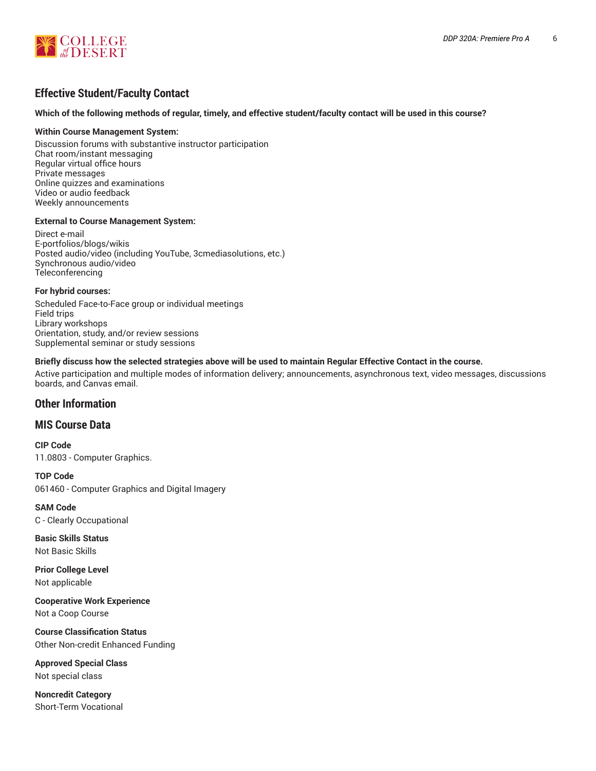## Effective Student/Faculty Contact

**Which of the following methods of regular, timely, and effective student/faculty contact will be used in this course?**

**Within Course Management System:**

Discussion forums with substantive instructor participation
Chat room/instant messaging
Regular virtual office hours
Private messages
Online quizzes and examinations
Video or audio feedback
Weekly announcements

**External to Course Management System:**

Direct e-mail
E-portfolios/blogs/wikis
Posted audio/video (including YouTube, 3cmediasolutions, etc.)
Synchronous audio/video
Teleconferencing

**For hybrid courses:**

Scheduled Face-to-Face group or individual meetings
Field trips
Library workshops
Orientation, study, and/or review sessions
Supplemental seminar or study sessions

**Briefly discuss how the selected strategies above will be used to maintain Regular Effective Contact in the course.**

Active participation and multiple modes of information delivery; announcements, asynchronous text, video messages, discussions boards, and Canvas email.

## Other Information

## MIS Course Data

**CIP Code**
11.0803 - Computer Graphics.

**TOP Code**
061460 - Computer Graphics and Digital Imagery

**SAM Code**
C - Clearly Occupational

**Basic Skills Status**
Not Basic Skills

**Prior College Level**
Not applicable

**Cooperative Work Experience**
Not a Coop Course

**Course Classification Status**
Other Non-credit Enhanced Funding

**Approved Special Class**
Not special class

**Noncredit Category**
Short-Term Vocational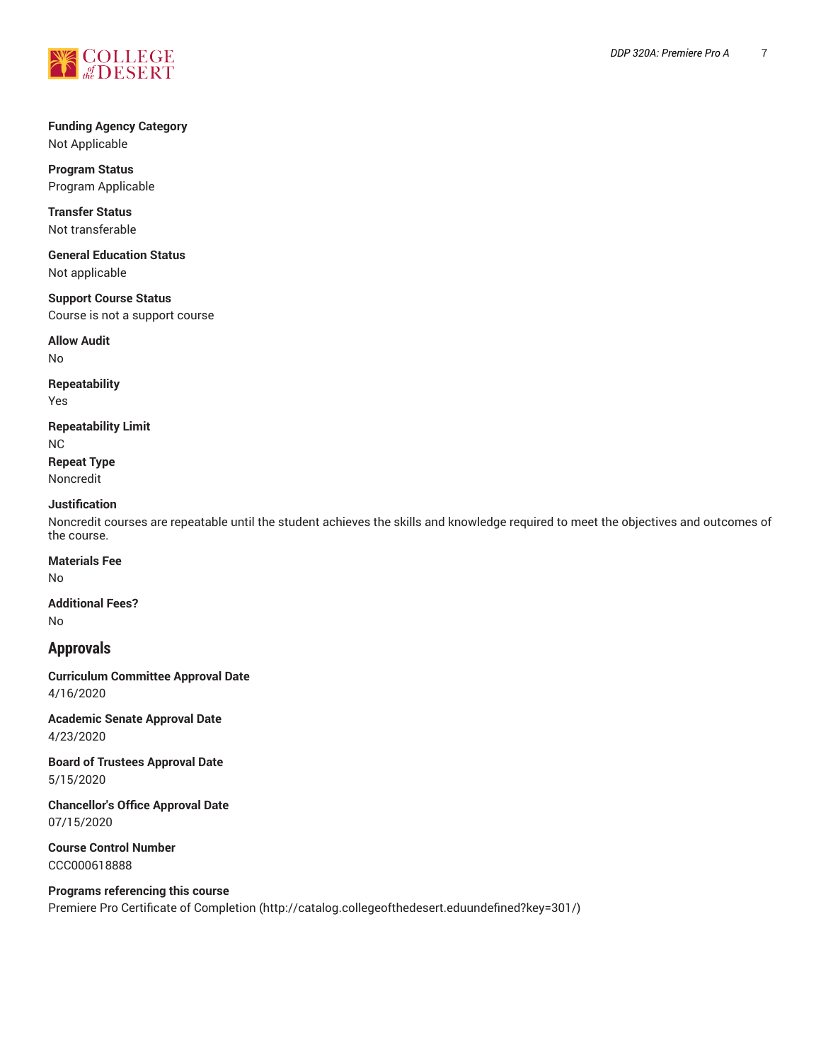**Funding Agency Category**
Not Applicable

**Program Status**
Program Applicable

**Transfer Status**
Not transferable

**General Education Status**
Not applicable

**Support Course Status**
Course is not a support course

**Allow Audit**
No

**Repeatability**
Yes

**Repeatability Limit**
NC

**Repeat Type**
Noncredit

**Justification**
Noncredit courses are repeatable until the student achieves the skills and knowledge required to meet the objectives and outcomes of the course.

**Materials Fee**
No

**Additional Fees?**
No

## Approvals

**Curriculum Committee Approval Date**
4/16/2020

**Academic Senate Approval Date**
4/23/2020

**Board of Trustees Approval Date**
5/15/2020

**Chancellor's Office Approval Date**
07/15/2020

**Course Control Number**
CCC000618888

**Programs referencing this course**
Premiere Pro Certificate of Completion (http://catalog.collegeofthedesert.eduundefined?key=301/)